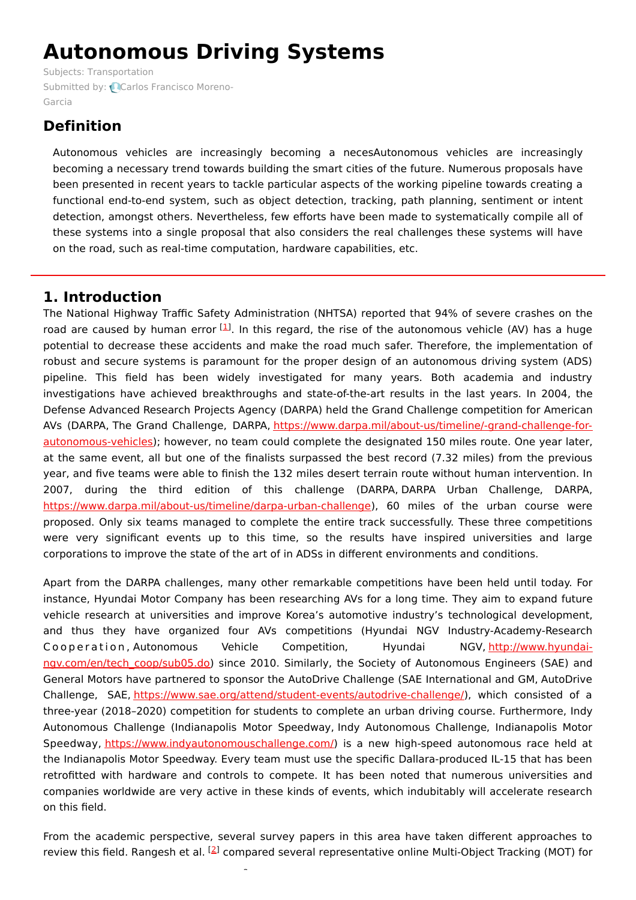# Autonomous Driving Systems

Subjects: Transportation

Submitted by: Carlos Francisco Moreno-Garcia

## Definition

Autonomous vehicles are increasingly becoming a necesAutonomous vehicles are increasingly becoming a necessary trend towards building the smart cities of the future. Numerous proposals have been presented in recent years to tackle particular aspects of the working pipeline towards creating a functional end-to-end system, such as object detection, tracking, path planning, sentiment or intent detection, amongst others. Nevertheless, few efforts have been made to systematically compile all of these systems into a single proposal that also considers the real challenges these systems will have on the road, such as real-time computation, hardware capabilities, etc.

## 1. Introduction

The National Highway Traffic Safety Administration (NHTSA) reported that 94% of severe crashes on the road are caused by human error [1]. In this regard, the rise of the autonomous vehicle (AV) has a huge potential to decrease these accidents and make the road much safer. Therefore, the implementation of robust and secure systems is paramount for the proper design of an autonomous driving system (ADS) pipeline. This field has been widely investigated for many years. Both academia and industry investigations have achieved breakthroughs and state-of-the-art results in the last years. In 2004, the Defense Advanced Research Projects Agency (DARPA) held the Grand Challenge competition for American AVs (DARPA, The Grand Challenge, DARPA, https://www.darpa.mil/about-us/timeline/-grand-challenge-for-autonomous-vehicles); however, no team could complete the designated 150 miles route. One year later, at the same event, all but one of the finalists surpassed the best record (7.32 miles) from the previous year, and five teams were able to finish the 132 miles desert terrain route without human intervention. In 2007, during the third edition of this challenge (DARPA, DARPA Urban Challenge, DARPA, https://www.darpa.mil/about-us/timeline/darpa-urban-challenge), 60 miles of the urban course were proposed. Only six teams managed to complete the entire track successfully. These three competitions were very significant events up to this time, so the results have inspired universities and large corporations to improve the state of the art of in ADSs in different environments and conditions.

Apart from the DARPA challenges, many other remarkable competitions have been held until today. For instance, Hyundai Motor Company has been researching AVs for a long time. They aim to expand future vehicle research at universities and improve Korea's automotive industry's technological development, and thus they have organized four AVs competitions (Hyundai NGV Industry-Academy-Research Cooperation, Autonomous Vehicle Competition, Hyundai NGV, http://www.hyundai-ngv.com/en/tech_coop/sub05.do) since 2010. Similarly, the Society of Autonomous Engineers (SAE) and General Motors have partnered to sponsor the AutoDrive Challenge (SAE International and GM, AutoDrive Challenge, SAE, https://www.sae.org/attend/student-events/autodrive-challenge/), which consisted of a three-year (2018–2020) competition for students to complete an urban driving course. Furthermore, Indy Autonomous Challenge (Indianapolis Motor Speedway, Indy Autonomous Challenge, Indianapolis Motor Speedway, https://www.indyautonomouschallenge.com/) is a new high-speed autonomous race held at the Indianapolis Motor Speedway. Every team must use the specific Dallara-produced IL-15 that has been retrofitted with hardware and controls to compete. It has been noted that numerous universities and companies worldwide are very active in these kinds of events, which indubitably will accelerate research on this field.

From the academic perspective, several survey papers in this area have taken different approaches to review this field. Rangesh et al. [2] compared several representative online Multi-Object Tracking (MOT) for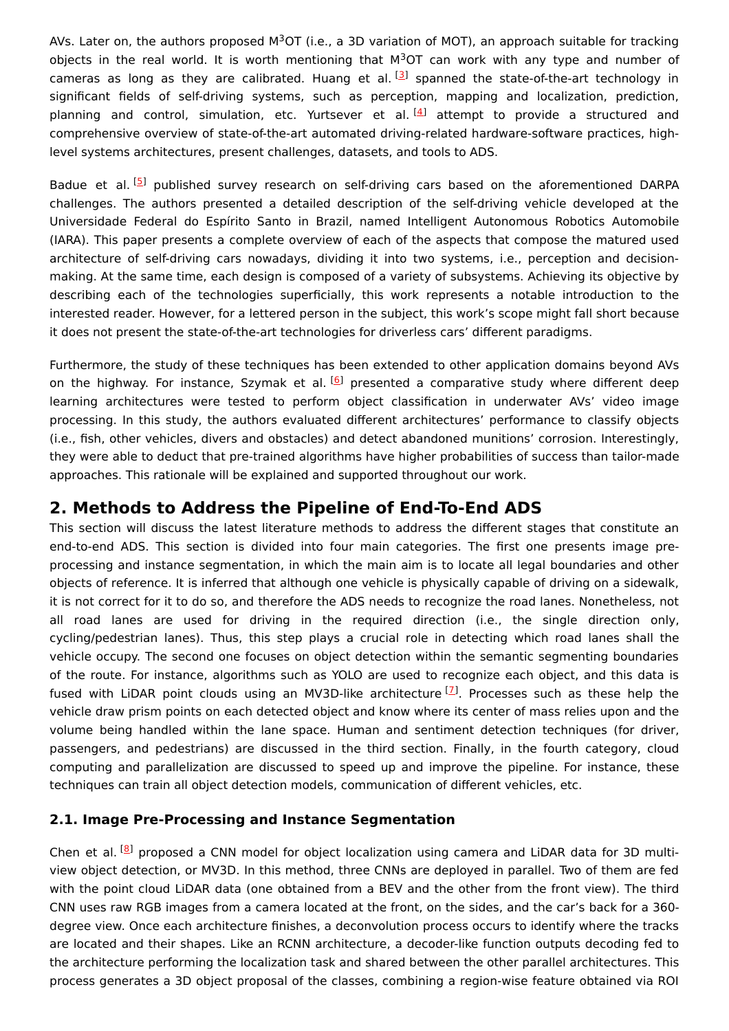AVs. Later on, the authors proposed M$^3$OT (i.e., a 3D variation of MOT), an approach suitable for tracking objects in the real world. It is worth mentioning that M$^3$OT can work with any type and number of cameras as long as they are calibrated. Huang et al. [3] spanned the state-of-the-art technology in significant fields of self-driving systems, such as perception, mapping and localization, prediction, planning and control, simulation, etc. Yurtsever et al. [4] attempt to provide a structured and comprehensive overview of state-of-the-art automated driving-related hardware-software practices, high-level systems architectures, present challenges, datasets, and tools to ADS.

Badue et al. [5] published survey research on self-driving cars based on the aforementioned DARPA challenges. The authors presented a detailed description of the self-driving vehicle developed at the Universidade Federal do Espírito Santo in Brazil, named Intelligent Autonomous Robotics Automobile (IARA). This paper presents a complete overview of each of the aspects that compose the matured used architecture of self-driving cars nowadays, dividing it into two systems, i.e., perception and decision-making. At the same time, each design is composed of a variety of subsystems. Achieving its objective by describing each of the technologies superficially, this work represents a notable introduction to the interested reader. However, for a lettered person in the subject, this work's scope might fall short because it does not present the state-of-the-art technologies for driverless cars' different paradigms.

Furthermore, the study of these techniques has been extended to other application domains beyond AVs on the highway. For instance, Szymak et al. [6] presented a comparative study where different deep learning architectures were tested to perform object classification in underwater AVs' video image processing. In this study, the authors evaluated different architectures' performance to classify objects (i.e., fish, other vehicles, divers and obstacles) and detect abandoned munitions' corrosion. Interestingly, they were able to deduct that pre-trained algorithms have higher probabilities of success than tailor-made approaches. This rationale will be explained and supported throughout our work.

## 2. Methods to Address the Pipeline of End-To-End ADS

This section will discuss the latest literature methods to address the different stages that constitute an end-to-end ADS. This section is divided into four main categories. The first one presents image pre-processing and instance segmentation, in which the main aim is to locate all legal boundaries and other objects of reference. It is inferred that although one vehicle is physically capable of driving on a sidewalk, it is not correct for it to do so, and therefore the ADS needs to recognize the road lanes. Nonetheless, not all road lanes are used for driving in the required direction (i.e., the single direction only, cycling/pedestrian lanes). Thus, this step plays a crucial role in detecting which road lanes shall the vehicle occupy. The second one focuses on object detection within the semantic segmenting boundaries of the route. For instance, algorithms such as YOLO are used to recognize each object, and this data is fused with LiDAR point clouds using an MV3D-like architecture [7]. Processes such as these help the vehicle draw prism points on each detected object and know where its center of mass relies upon and the volume being handled within the lane space. Human and sentiment detection techniques (for driver, passengers, and pedestrians) are discussed in the third section. Finally, in the fourth category, cloud computing and parallelization are discussed to speed up and improve the pipeline. For instance, these techniques can train all object detection models, communication of different vehicles, etc.

### 2.1. Image Pre-Processing and Instance Segmentation

Chen et al. [8] proposed a CNN model for object localization using camera and LiDAR data for 3D multi-view object detection, or MV3D. In this method, three CNNs are deployed in parallel. Two of them are fed with the point cloud LiDAR data (one obtained from a BEV and the other from the front view). The third CNN uses raw RGB images from a camera located at the front, on the sides, and the car's back for a 360-degree view. Once each architecture finishes, a deconvolution process occurs to identify where the tracks are located and their shapes. Like an RCNN architecture, a decoder-like function outputs decoding fed to the architecture performing the localization task and shared between the other parallel architectures. This process generates a 3D object proposal of the classes, combining a region-wise feature obtained via ROI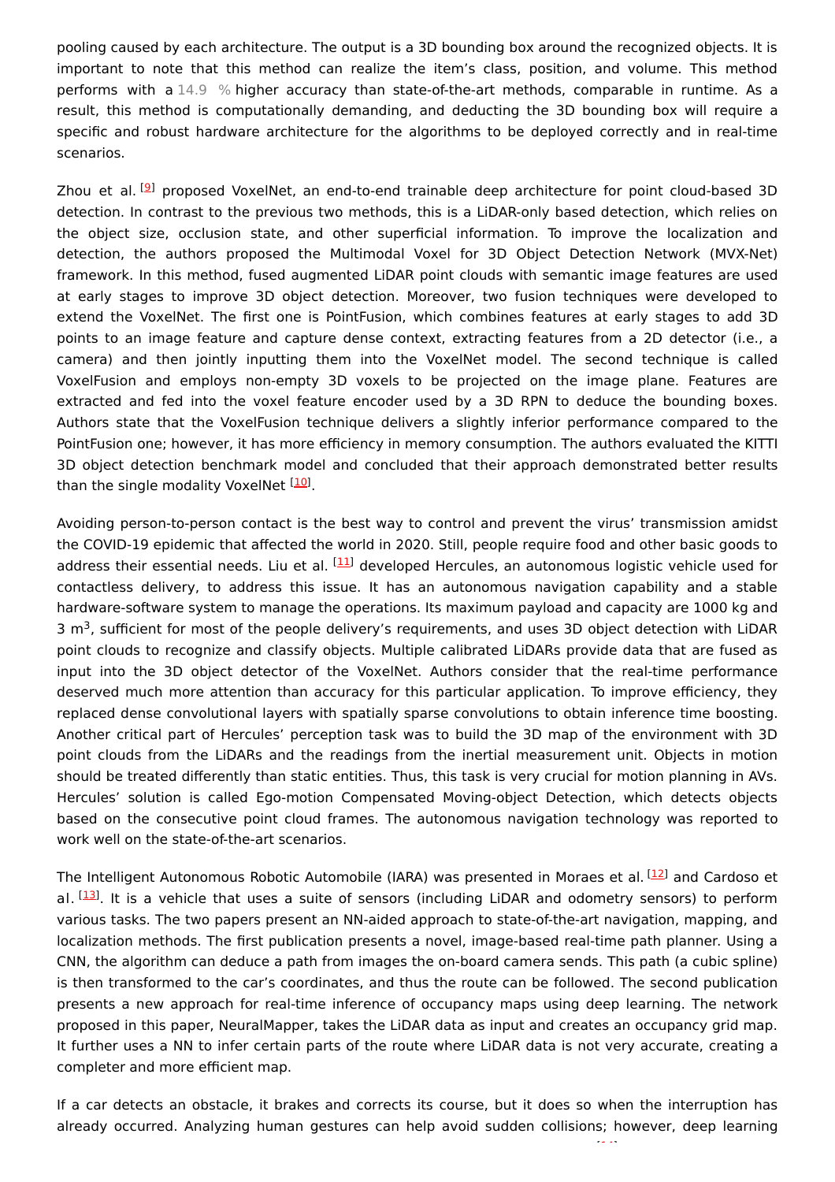pooling caused by each architecture. The output is a 3D bounding box around the recognized objects. It is important to note that this method can realize the item's class, position, and volume. This method performs with a 14.9 % higher accuracy than state-of-the-art methods, comparable in runtime. As a result, this method is computationally demanding, and deducting the 3D bounding box will require a specific and robust hardware architecture for the algorithms to be deployed correctly and in real-time scenarios.

Zhou et al. [9] proposed VoxelNet, an end-to-end trainable deep architecture for point cloud-based 3D detection. In contrast to the previous two methods, this is a LiDAR-only based detection, which relies on the object size, occlusion state, and other superficial information. To improve the localization and detection, the authors proposed the Multimodal Voxel for 3D Object Detection Network (MVX-Net) framework. In this method, fused augmented LiDAR point clouds with semantic image features are used at early stages to improve 3D object detection. Moreover, two fusion techniques were developed to extend the VoxelNet. The first one is PointFusion, which combines features at early stages to add 3D points to an image feature and capture dense context, extracting features from a 2D detector (i.e., a camera) and then jointly inputting them into the VoxelNet model. The second technique is called VoxelFusion and employs non-empty 3D voxels to be projected on the image plane. Features are extracted and fed into the voxel feature encoder used by a 3D RPN to deduce the bounding boxes. Authors state that the VoxelFusion technique delivers a slightly inferior performance compared to the PointFusion one; however, it has more efficiency in memory consumption. The authors evaluated the KITTI 3D object detection benchmark model and concluded that their approach demonstrated better results than the single modality VoxelNet [10].

Avoiding person-to-person contact is the best way to control and prevent the virus' transmission amidst the COVID-19 epidemic that affected the world in 2020. Still, people require food and other basic goods to address their essential needs. Liu et al. [11] developed Hercules, an autonomous logistic vehicle used for contactless delivery, to address this issue. It has an autonomous navigation capability and a stable hardware-software system to manage the operations. Its maximum payload and capacity are 1000 kg and 3 $m^3$, sufficient for most of the people delivery's requirements, and uses 3D object detection with LiDAR point clouds to recognize and classify objects. Multiple calibrated LiDARs provide data that are fused as input into the 3D object detector of the VoxelNet. Authors consider that the real-time performance deserved much more attention than accuracy for this particular application. To improve efficiency, they replaced dense convolutional layers with spatially sparse convolutions to obtain inference time boosting. Another critical part of Hercules' perception task was to build the 3D map of the environment with 3D point clouds from the LiDARs and the readings from the inertial measurement unit. Objects in motion should be treated differently than static entities. Thus, this task is very crucial for motion planning in AVs. Hercules' solution is called Ego-motion Compensated Moving-object Detection, which detects objects based on the consecutive point cloud frames. The autonomous navigation technology was reported to work well on the state-of-the-art scenarios.

The Intelligent Autonomous Robotic Automobile (IARA) was presented in Moraes et al. [12] and Cardoso et al. [13]. It is a vehicle that uses a suite of sensors (including LiDAR and odometry sensors) to perform various tasks. The two papers present an NN-aided approach to state-of-the-art navigation, mapping, and localization methods. The first publication presents a novel, image-based real-time path planner. Using a CNN, the algorithm can deduce a path from images the on-board camera sends. This path (a cubic spline) is then transformed to the car's coordinates, and thus the route can be followed. The second publication presents a new approach for real-time inference of occupancy maps using deep learning. The network proposed in this paper, NeuralMapper, takes the LiDAR data as input and creates an occupancy grid map. It further uses a NN to infer certain parts of the route where LiDAR data is not very accurate, creating a completer and more efficient map.

If a car detects an obstacle, it brakes and corrects its course, but it does so when the interruption has already occurred. Analyzing human gestures can help avoid sudden collisions; however, deep learning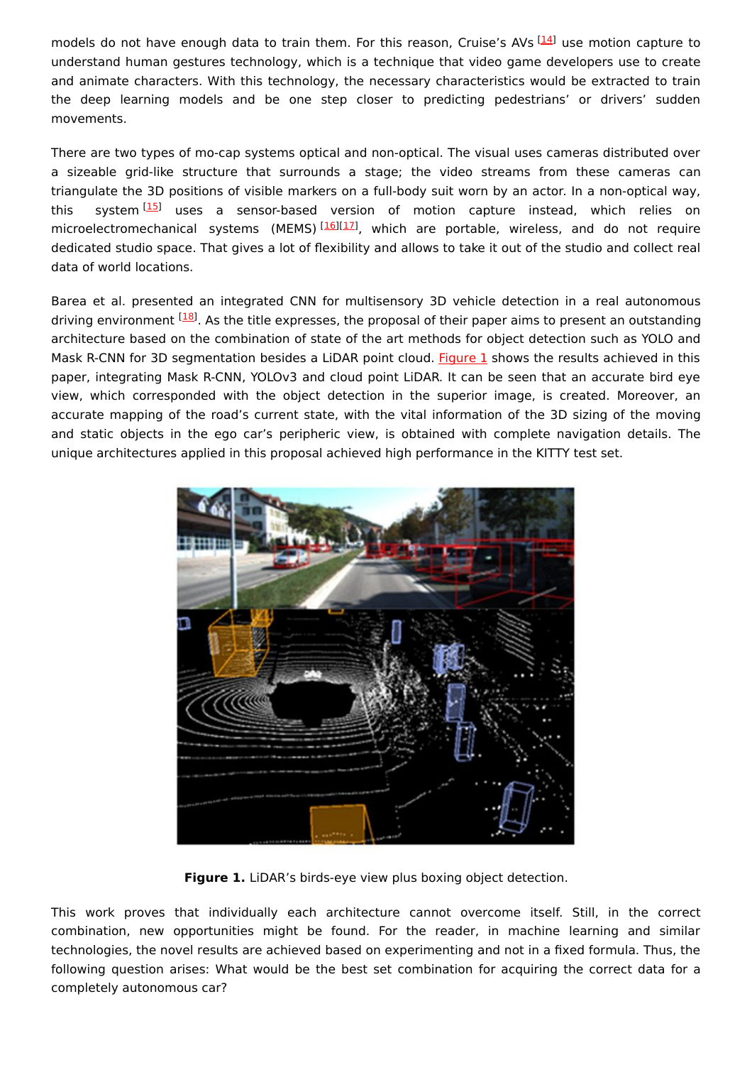models do not have enough data to train them. For this reason, Cruise's AVs [14] use motion capture to understand human gestures technology, which is a technique that video game developers use to create and animate characters. With this technology, the necessary characteristics would be extracted to train the deep learning models and be one step closer to predicting pedestrians' or drivers' sudden movements.

There are two types of mo-cap systems optical and non-optical. The visual uses cameras distributed over a sizeable grid-like structure that surrounds a stage; the video streams from these cameras can triangulate the 3D positions of visible markers on a full-body suit worn by an actor. In a non-optical way, this system [15] uses a sensor-based version of motion capture instead, which relies on microelectromechanical systems (MEMS) [16][17], which are portable, wireless, and do not require dedicated studio space. That gives a lot of flexibility and allows to take it out of the studio and collect real data of world locations.

Barea et al. presented an integrated CNN for multisensory 3D vehicle detection in a real autonomous driving environment [18]. As the title expresses, the proposal of their paper aims to present an outstanding architecture based on the combination of state of the art methods for object detection such as YOLO and Mask R-CNN for 3D segmentation besides a LiDAR point cloud. Figure 1 shows the results achieved in this paper, integrating Mask R-CNN, YOLOv3 and cloud point LiDAR. It can be seen that an accurate bird eye view, which corresponded with the object detection in the superior image, is created. Moreover, an accurate mapping of the road's current state, with the vital information of the 3D sizing of the moving and static objects in the ego car's peripheric view, is obtained with complete navigation details. The unique architectures applied in this proposal achieved high performance in the KITTY test set.

**Figure 1.** LiDAR's birds-eye view plus boxing object detection.

This work proves that individually each architecture cannot overcome itself. Still, in the correct combination, new opportunities might be found. For the reader, in machine learning and similar technologies, the novel results are achieved based on experimenting and not in a fixed formula. Thus, the following question arises: What would be the best set combination for acquiring the correct data for a completely autonomous car?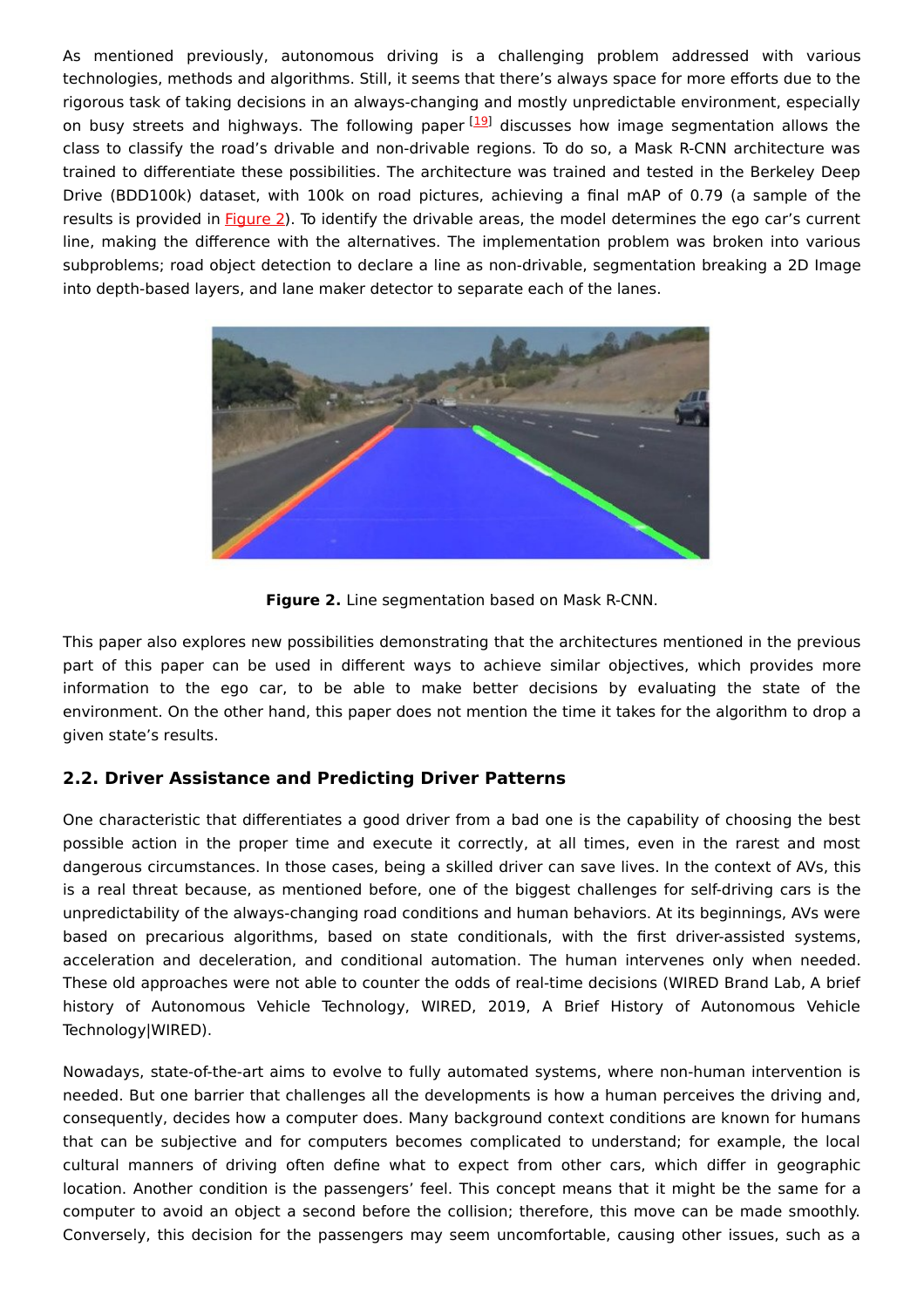As mentioned previously, autonomous driving is a challenging problem addressed with various technologies, methods and algorithms. Still, it seems that there's always space for more efforts due to the rigorous task of taking decisions in an always-changing and mostly unpredictable environment, especially on busy streets and highways. The following paper [19] discusses how image segmentation allows the class to classify the road's drivable and non-drivable regions. To do so, a Mask R-CNN architecture was trained to differentiate these possibilities. The architecture was trained and tested in the Berkeley Deep Drive (BDD100k) dataset, with 100k on road pictures, achieving a final mAP of 0.79 (a sample of the results is provided in Figure 2). To identify the drivable areas, the model determines the ego car's current line, making the difference with the alternatives. The implementation problem was broken into various subproblems; road object detection to declare a line as non-drivable, segmentation breaking a 2D Image into depth-based layers, and lane maker detector to separate each of the lanes.

**Figure 2.** Line segmentation based on Mask R-CNN.

This paper also explores new possibilities demonstrating that the architectures mentioned in the previous part of this paper can be used in different ways to achieve similar objectives, which provides more information to the ego car, to be able to make better decisions by evaluating the state of the environment. On the other hand, this paper does not mention the time it takes for the algorithm to drop a given state's results.

### 2.2. Driver Assistance and Predicting Driver Patterns

One characteristic that differentiates a good driver from a bad one is the capability of choosing the best possible action in the proper time and execute it correctly, at all times, even in the rarest and most dangerous circumstances. In those cases, being a skilled driver can save lives. In the context of AVs, this is a real threat because, as mentioned before, one of the biggest challenges for self-driving cars is the unpredictability of the always-changing road conditions and human behaviors. At its beginnings, AVs were based on precarious algorithms, based on state conditionals, with the first driver-assisted systems, acceleration and deceleration, and conditional automation. The human intervenes only when needed. These old approaches were not able to counter the odds of real-time decisions (WIRED Brand Lab, A brief history of Autonomous Vehicle Technology, WIRED, 2019, A Brief History of Autonomous Vehicle Technology|WIRED).

Nowadays, state-of-the-art aims to evolve to fully automated systems, where non-human intervention is needed. But one barrier that challenges all the developments is how a human perceives the driving and, consequently, decides how a computer does. Many background context conditions are known for humans that can be subjective and for computers becomes complicated to understand; for example, the local cultural manners of driving often define what to expect from other cars, which differ in geographic location. Another condition is the passengers' feel. This concept means that it might be the same for a computer to avoid an object a second before the collision; therefore, this move can be made smoothly. Conversely, this decision for the passengers may seem uncomfortable, causing other issues, such as a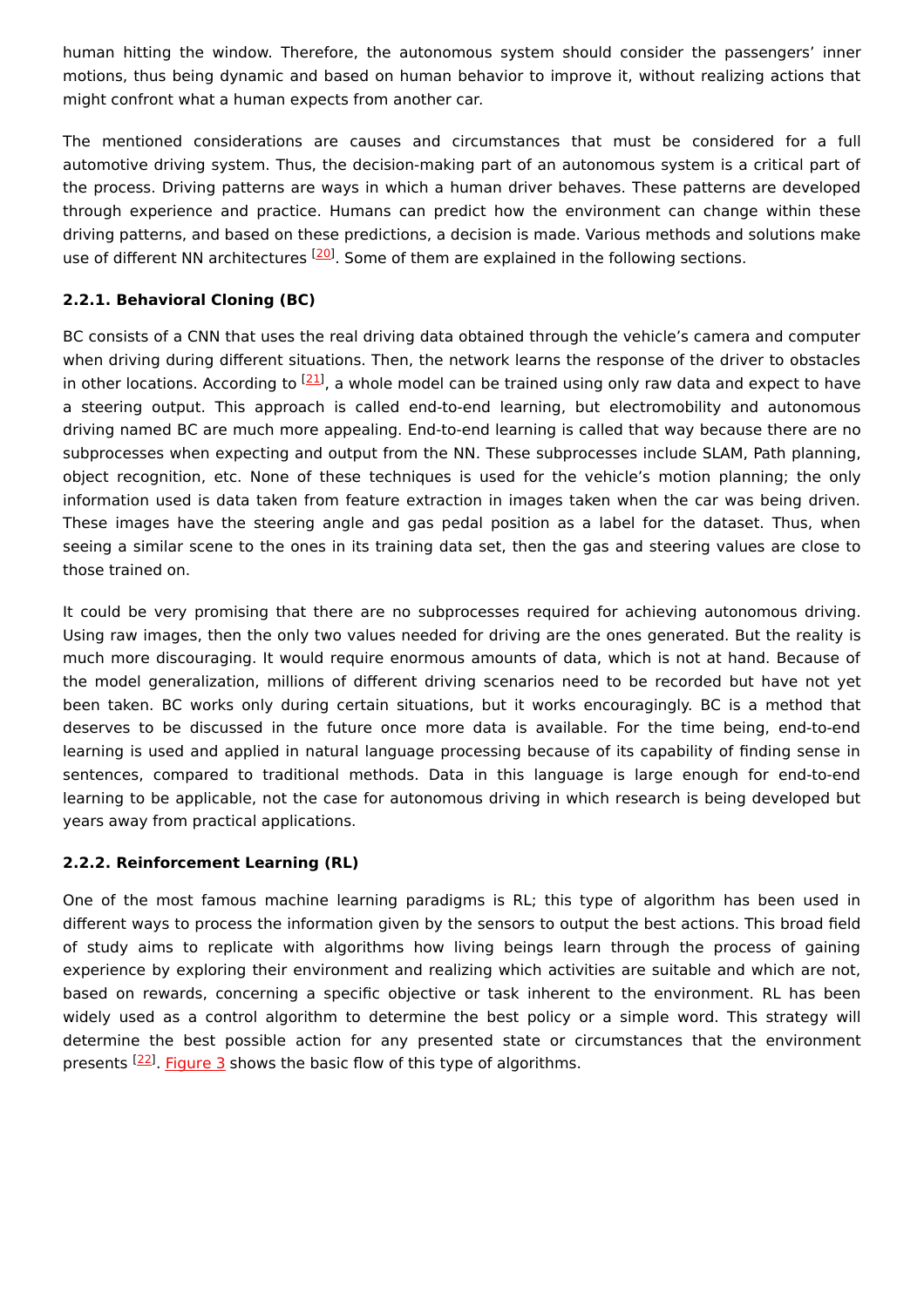human hitting the window. Therefore, the autonomous system should consider the passengers' inner motions, thus being dynamic and based on human behavior to improve it, without realizing actions that might confront what a human expects from another car.

The mentioned considerations are causes and circumstances that must be considered for a full automotive driving system. Thus, the decision-making part of an autonomous system is a critical part of the process. Driving patterns are ways in which a human driver behaves. These patterns are developed through experience and practice. Humans can predict how the environment can change within these driving patterns, and based on these predictions, a decision is made. Various methods and solutions make use of different NN architectures [20]. Some of them are explained in the following sections.

### 2.2.1. Behavioral Cloning (BC)

BC consists of a CNN that uses the real driving data obtained through the vehicle's camera and computer when driving during different situations. Then, the network learns the response of the driver to obstacles in other locations. According to [21], a whole model can be trained using only raw data and expect to have a steering output. This approach is called end-to-end learning, but electromobility and autonomous driving named BC are much more appealing. End-to-end learning is called that way because there are no subprocesses when expecting and output from the NN. These subprocesses include SLAM, Path planning, object recognition, etc. None of these techniques is used for the vehicle's motion planning; the only information used is data taken from feature extraction in images taken when the car was being driven. These images have the steering angle and gas pedal position as a label for the dataset. Thus, when seeing a similar scene to the ones in its training data set, then the gas and steering values are close to those trained on.

It could be very promising that there are no subprocesses required for achieving autonomous driving. Using raw images, then the only two values needed for driving are the ones generated. But the reality is much more discouraging. It would require enormous amounts of data, which is not at hand. Because of the model generalization, millions of different driving scenarios need to be recorded but have not yet been taken. BC works only during certain situations, but it works encouragingly. BC is a method that deserves to be discussed in the future once more data is available. For the time being, end-to-end learning is used and applied in natural language processing because of its capability of finding sense in sentences, compared to traditional methods. Data in this language is large enough for end-to-end learning to be applicable, not the case for autonomous driving in which research is being developed but years away from practical applications.

### 2.2.2. Reinforcement Learning (RL)

One of the most famous machine learning paradigms is RL; this type of algorithm has been used in different ways to process the information given by the sensors to output the best actions. This broad field of study aims to replicate with algorithms how living beings learn through the process of gaining experience by exploring their environment and realizing which activities are suitable and which are not, based on rewards, concerning a specific objective or task inherent to the environment. RL has been widely used as a control algorithm to determine the best policy or a simple word. This strategy will determine the best possible action for any presented state or circumstances that the environment presents [22]. Figure 3 shows the basic flow of this type of algorithms.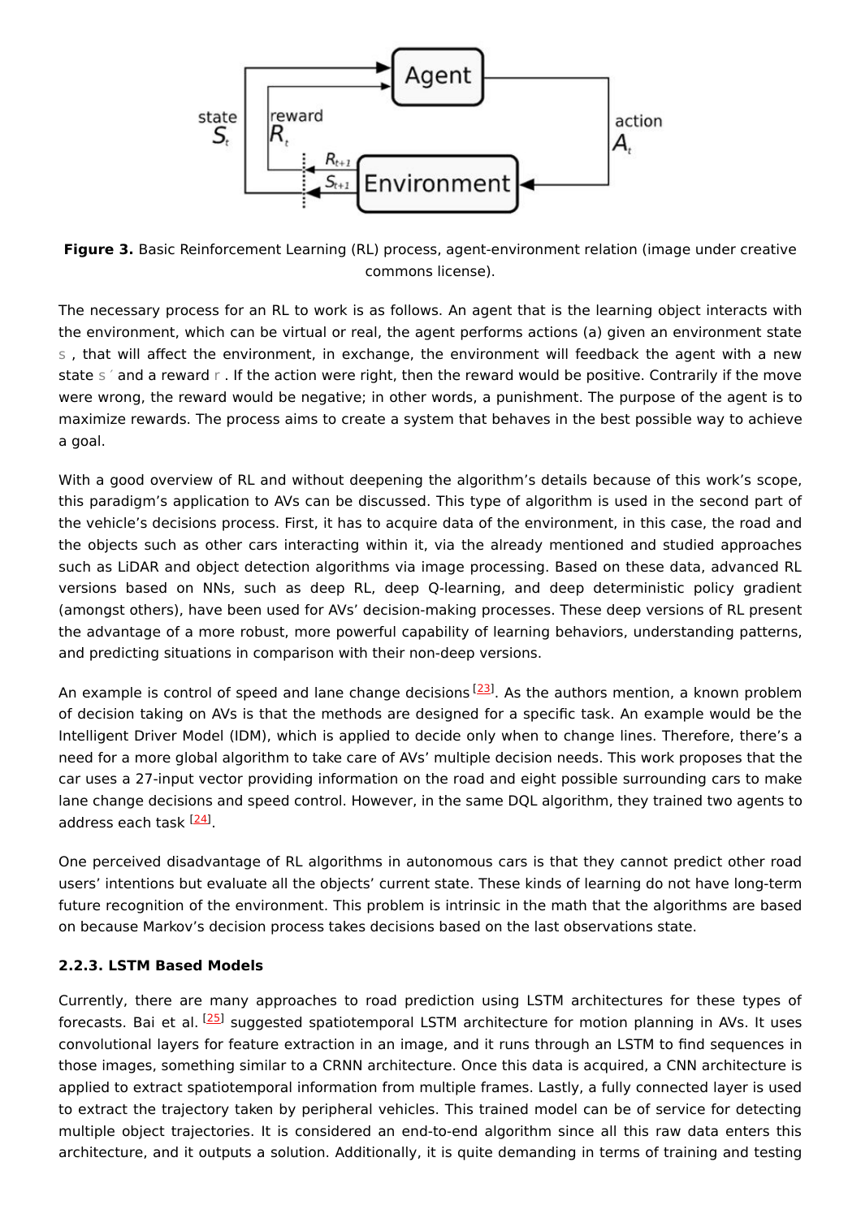**Figure 3.** Basic Reinforcement Learning (RL) process, agent-environment relation (image under creative commons license).

The necessary process for an RL to work is as follows. An agent that is the learning object interacts with the environment, which can be virtual or real, the agent performs actions (a) given an environment state $s$, that will affect the environment, in exchange, the environment will feedback the agent with a new state $s'$ and a reward $r$. If the action were right, then the reward would be positive. Contrarily if the move were wrong, the reward would be negative; in other words, a punishment. The purpose of the agent is to maximize rewards. The process aims to create a system that behaves in the best possible way to achieve a goal.

With a good overview of RL and without deepening the algorithm's details because of this work's scope, this paradigm's application to AVs can be discussed. This type of algorithm is used in the second part of the vehicle's decisions process. First, it has to acquire data of the environment, in this case, the road and the objects such as other cars interacting within it, via the already mentioned and studied approaches such as LiDAR and object detection algorithms via image processing. Based on these data, advanced RL versions based on NNs, such as deep RL, deep Q-learning, and deep deterministic policy gradient (amongst others), have been used for AVs' decision-making processes. These deep versions of RL present the advantage of a more robust, more powerful capability of learning behaviors, understanding patterns, and predicting situations in comparison with their non-deep versions.

An example is control of speed and lane change decisions [23]. As the authors mention, a known problem of decision taking on AVs is that the methods are designed for a specific task. An example would be the Intelligent Driver Model (IDM), which is applied to decide only when to change lines. Therefore, there's a need for a more global algorithm to take care of AVs' multiple decision needs. This work proposes that the car uses a 27-input vector providing information on the road and eight possible surrounding cars to make lane change decisions and speed control. However, in the same DQL algorithm, they trained two agents to address each task [24].

One perceived disadvantage of RL algorithms in autonomous cars is that they cannot predict other road users' intentions but evaluate all the objects' current state. These kinds of learning do not have long-term future recognition of the environment. This problem is intrinsic in the math that the algorithms are based on because Markov's decision process takes decisions based on the last observations state.

### 2.2.3. LSTM Based Models

Currently, there are many approaches to road prediction using LSTM architectures for these types of forecasts. Bai et al. [25] suggested spatiotemporal LSTM architecture for motion planning in AVs. It uses convolutional layers for feature extraction in an image, and it runs through an LSTM to find sequences in those images, something similar to a CRNN architecture. Once this data is acquired, a CNN architecture is applied to extract spatiotemporal information from multiple frames. Lastly, a fully connected layer is used to extract the trajectory taken by peripheral vehicles. This trained model can be of service for detecting multiple object trajectories. It is considered an end-to-end algorithm since all this raw data enters this architecture, and it outputs a solution. Additionally, it is quite demanding in terms of training and testing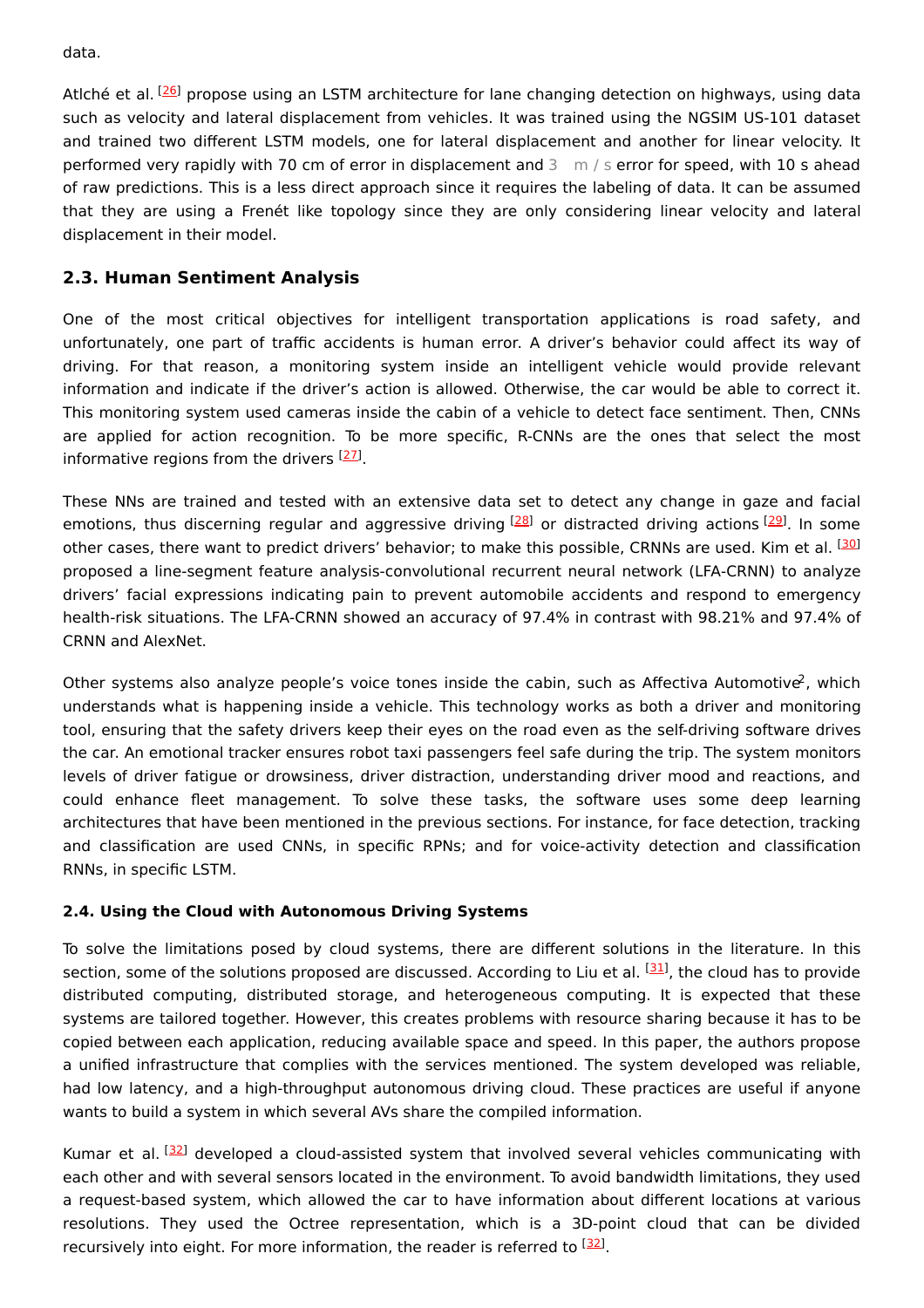data.

Atlché et al. [26] propose using an LSTM architecture for lane changing detection on highways, using data such as velocity and lateral displacement from vehicles. It was trained using the NGSIM US-101 dataset and trained two different LSTM models, one for lateral displacement and another for linear velocity. It performed very rapidly with 70 cm of error in displacement and $3 \ \mathrm{m/s}$ error for speed, with 10 s ahead of raw predictions. This is a less direct approach since it requires the labeling of data. It can be assumed that they are using a Frenét like topology since they are only considering linear velocity and lateral displacement in their model.

## 2.3. Human Sentiment Analysis

One of the most critical objectives for intelligent transportation applications is road safety, and unfortunately, one part of traffic accidents is human error. A driver's behavior could affect its way of driving. For that reason, a monitoring system inside an intelligent vehicle would provide relevant information and indicate if the driver's action is allowed. Otherwise, the car would be able to correct it. This monitoring system used cameras inside the cabin of a vehicle to detect face sentiment. Then, CNNs are applied for action recognition. To be more specific, R-CNNs are the ones that select the most informative regions from the drivers [27].

These NNs are trained and tested with an extensive data set to detect any change in gaze and facial emotions, thus discerning regular and aggressive driving [28] or distracted driving actions [29]. In some other cases, there want to predict drivers' behavior; to make this possible, CRNNs are used. Kim et al. [30] proposed a line-segment feature analysis-convolutional recurrent neural network (LFA-CRNN) to analyze drivers' facial expressions indicating pain to prevent automobile accidents and respond to emergency health-risk situations. The LFA-CRNN showed an accuracy of 97.4% in contrast with 98.21% and 97.4% of CRNN and AlexNet.

Other systems also analyze people's voice tones inside the cabin, such as Affectiva Automotive[2], which understands what is happening inside a vehicle. This technology works as both a driver and monitoring tool, ensuring that the safety drivers keep their eyes on the road even as the self-driving software drives the car. An emotional tracker ensures robot taxi passengers feel safe during the trip. The system monitors levels of driver fatigue or drowsiness, driver distraction, understanding driver mood and reactions, and could enhance fleet management. To solve these tasks, the software uses some deep learning architectures that have been mentioned in the previous sections. For instance, for face detection, tracking and classification are used CNNs, in specific RPNs; and for voice-activity detection and classification RNNs, in specific LSTM.

### 2.4. Using the Cloud with Autonomous Driving Systems

To solve the limitations posed by cloud systems, there are different solutions in the literature. In this section, some of the solutions proposed are discussed. According to Liu et al. [31], the cloud has to provide distributed computing, distributed storage, and heterogeneous computing. It is expected that these systems are tailored together. However, this creates problems with resource sharing because it has to be copied between each application, reducing available space and speed. In this paper, the authors propose a unified infrastructure that complies with the services mentioned. The system developed was reliable, had low latency, and a high-throughput autonomous driving cloud. These practices are useful if anyone wants to build a system in which several AVs share the compiled information.

Kumar et al. [32] developed a cloud-assisted system that involved several vehicles communicating with each other and with several sensors located in the environment. To avoid bandwidth limitations, they used a request-based system, which allowed the car to have information about different locations at various resolutions. They used the Octree representation, which is a 3D-point cloud that can be divided recursively into eight. For more information, the reader is referred to [32].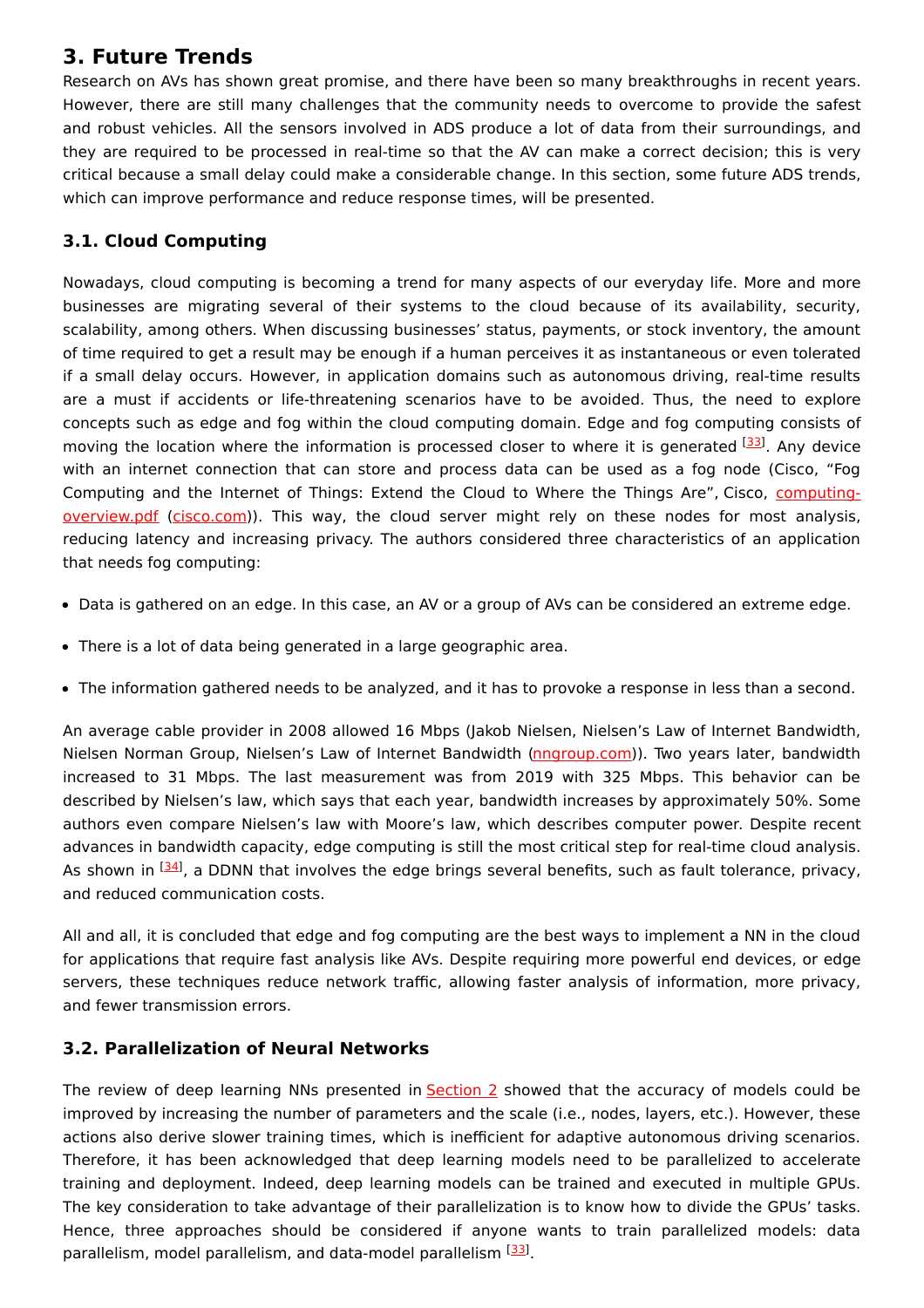## 3. Future Trends

Research on AVs has shown great promise, and there have been so many breakthroughs in recent years. However, there are still many challenges that the community needs to overcome to provide the safest and robust vehicles. All the sensors involved in ADS produce a lot of data from their surroundings, and they are required to be processed in real-time so that the AV can make a correct decision; this is very critical because a small delay could make a considerable change. In this section, some future ADS trends, which can improve performance and reduce response times, will be presented.

### 3.1. Cloud Computing

Nowadays, cloud computing is becoming a trend for many aspects of our everyday life. More and more businesses are migrating several of their systems to the cloud because of its availability, security, scalability, among others. When discussing businesses' status, payments, or stock inventory, the amount of time required to get a result may be enough if a human perceives it as instantaneous or even tolerated if a small delay occurs. However, in application domains such as autonomous driving, real-time results are a must if accidents or life-threatening scenarios have to be avoided. Thus, the need to explore concepts such as edge and fog within the cloud computing domain. Edge and fog computing consists of moving the location where the information is processed closer to where it is generated [33]. Any device with an internet connection that can store and process data can be used as a fog node (Cisco, "Fog Computing and the Internet of Things: Extend the Cloud to Where the Things Are", Cisco, computing-overview.pdf (cisco.com)). This way, the cloud server might rely on these nodes for most analysis, reducing latency and increasing privacy. The authors considered three characteristics of an application that needs fog computing:

- Data is gathered on an edge. In this case, an AV or a group of AVs can be considered an extreme edge.
- There is a lot of data being generated in a large geographic area.
- The information gathered needs to be analyzed, and it has to provoke a response in less than a second.

An average cable provider in 2008 allowed 16 Mbps (Jakob Nielsen, Nielsen's Law of Internet Bandwidth, Nielsen Norman Group, Nielsen's Law of Internet Bandwidth (nngroup.com)). Two years later, bandwidth increased to 31 Mbps. The last measurement was from 2019 with 325 Mbps. This behavior can be described by Nielsen's law, which says that each year, bandwidth increases by approximately 50%. Some authors even compare Nielsen's law with Moore's law, which describes computer power. Despite recent advances in bandwidth capacity, edge computing is still the most critical step for real-time cloud analysis. As shown in [34], a DDNN that involves the edge brings several benefits, such as fault tolerance, privacy, and reduced communication costs.

All and all, it is concluded that edge and fog computing are the best ways to implement a NN in the cloud for applications that require fast analysis like AVs. Despite requiring more powerful end devices, or edge servers, these techniques reduce network traffic, allowing faster analysis of information, more privacy, and fewer transmission errors.

### 3.2. Parallelization of Neural Networks

The review of deep learning NNs presented in Section 2 showed that the accuracy of models could be improved by increasing the number of parameters and the scale (i.e., nodes, layers, etc.). However, these actions also derive slower training times, which is inefficient for adaptive autonomous driving scenarios. Therefore, it has been acknowledged that deep learning models need to be parallelized to accelerate training and deployment. Indeed, deep learning models can be trained and executed in multiple GPUs. The key consideration to take advantage of their parallelization is to know how to divide the GPUs' tasks. Hence, three approaches should be considered if anyone wants to train parallelized models: data parallelism, model parallelism, and data-model parallelism [33].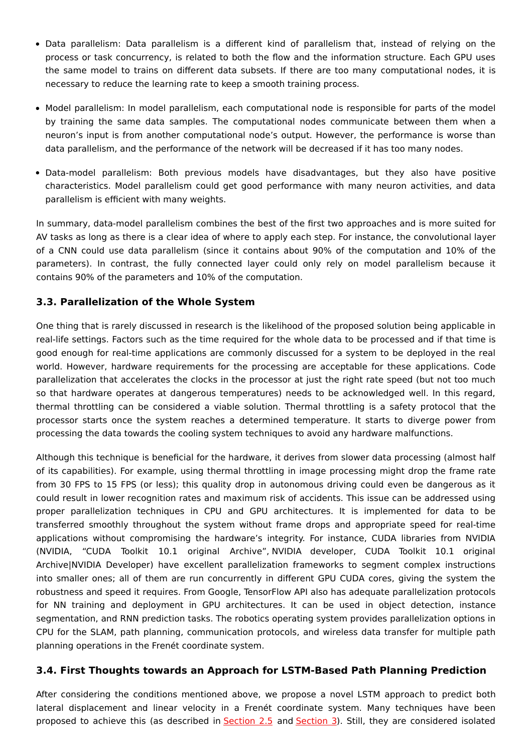- Data parallelism: Data parallelism is a different kind of parallelism that, instead of relying on the process or task concurrency, is related to both the flow and the information structure. Each GPU uses the same model to trains on different data subsets. If there are too many computational nodes, it is necessary to reduce the learning rate to keep a smooth training process.

- Model parallelism: In model parallelism, each computational node is responsible for parts of the model by training the same data samples. The computational nodes communicate between them when a neuron's input is from another computational node's output. However, the performance is worse than data parallelism, and the performance of the network will be decreased if it has too many nodes.

- Data-model parallelism: Both previous models have disadvantages, but they also have positive characteristics. Model parallelism could get good performance with many neuron activities, and data parallelism is efficient with many weights.

In summary, data-model parallelism combines the best of the first two approaches and is more suited for AV tasks as long as there is a clear idea of where to apply each step. For instance, the convolutional layer of a CNN could use data parallelism (since it contains about 90% of the computation and 10% of the parameters). In contrast, the fully connected layer could only rely on model parallelism because it contains 90% of the parameters and 10% of the computation.

### 3.3. Parallelization of the Whole System

One thing that is rarely discussed in research is the likelihood of the proposed solution being applicable in real-life settings. Factors such as the time required for the whole data to be processed and if that time is good enough for real-time applications are commonly discussed for a system to be deployed in the real world. However, hardware requirements for the processing are acceptable for these applications. Code parallelization that accelerates the clocks in the processor at just the right rate speed (but not too much so that hardware operates at dangerous temperatures) needs to be acknowledged well. In this regard, thermal throttling can be considered a viable solution. Thermal throttling is a safety protocol that the processor starts once the system reaches a determined temperature. It starts to diverge power from processing the data towards the cooling system techniques to avoid any hardware malfunctions.

Although this technique is beneficial for the hardware, it derives from slower data processing (almost half of its capabilities). For example, using thermal throttling in image processing might drop the frame rate from 30 FPS to 15 FPS (or less); this quality drop in autonomous driving could even be dangerous as it could result in lower recognition rates and maximum risk of accidents. This issue can be addressed using proper parallelization techniques in CPU and GPU architectures. It is implemented for data to be transferred smoothly throughout the system without frame drops and appropriate speed for real-time applications without compromising the hardware's integrity. For instance, CUDA libraries from NVIDIA (NVIDIA, "CUDA Toolkit 10.1 original Archive", NVIDIA developer, CUDA Toolkit 10.1 original Archive|NVIDIA Developer) have excellent parallelization frameworks to segment complex instructions into smaller ones; all of them are run concurrently in different GPU CUDA cores, giving the system the robustness and speed it requires. From Google, TensorFlow API also has adequate parallelization protocols for NN training and deployment in GPU architectures. It can be used in object detection, instance segmentation, and RNN prediction tasks. The robotics operating system provides parallelization options in CPU for the SLAM, path planning, communication protocols, and wireless data transfer for multiple path planning operations in the Frenét coordinate system.

### 3.4. First Thoughts towards an Approach for LSTM-Based Path Planning Prediction

After considering the conditions mentioned above, we propose a novel LSTM approach to predict both lateral displacement and linear velocity in a Frenét coordinate system. Many techniques have been proposed to achieve this (as described in Section 2.5 and Section 3). Still, they are considered isolated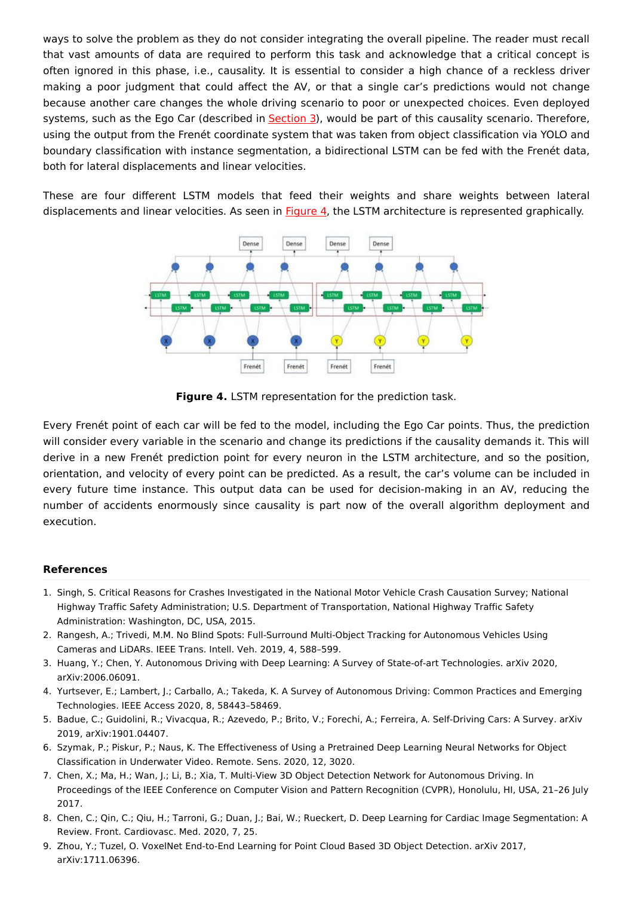ways to solve the problem as they do not consider integrating the overall pipeline. The reader must recall that vast amounts of data are required to perform this task and acknowledge that a critical concept is often ignored in this phase, i.e., causality. It is essential to consider a high chance of a reckless driver making a poor judgment that could affect the AV, or that a single car's predictions would not change because another care changes the whole driving scenario to poor or unexpected choices. Even deployed systems, such as the Ego Car (described in Section 3), would be part of this causality scenario. Therefore, using the output from the Frenét coordinate system that was taken from object classification via YOLO and boundary classification with instance segmentation, a bidirectional LSTM can be fed with the Frenét data, both for lateral displacements and linear velocities.

These are four different LSTM models that feed their weights and share weights between lateral displacements and linear velocities. As seen in Figure 4, the LSTM architecture is represented graphically.

**Figure 4.** LSTM representation for the prediction task.

Every Frenét point of each car will be fed to the model, including the Ego Car points. Thus, the prediction will consider every variable in the scenario and change its predictions if the causality demands it. This will derive in a new Frenét prediction point for every neuron in the LSTM architecture, and so the position, orientation, and velocity of every point can be predicted. As a result, the car's volume can be included in every future time instance. This output data can be used for decision-making in an AV, reducing the number of accidents enormously since causality is part now of the overall algorithm deployment and execution.

## References

1. Singh, S. Critical Reasons for Crashes Investigated in the National Motor Vehicle Crash Causation Survey; National Highway Traffic Safety Administration; U.S. Department of Transportation, National Highway Traffic Safety Administration: Washington, DC, USA, 2015.
2. Rangesh, A.; Trivedi, M.M. No Blind Spots: Full-Surround Multi-Object Tracking for Autonomous Vehicles Using Cameras and LiDARs. IEEE Trans. Intell. Veh. 2019, 4, 588–599.
3. Huang, Y.; Chen, Y. Autonomous Driving with Deep Learning: A Survey of State-of-art Technologies. arXiv 2020, arXiv:2006.06091.
4. Yurtsever, E.; Lambert, J.; Carballo, A.; Takeda, K. A Survey of Autonomous Driving: Common Practices and Emerging Technologies. IEEE Access 2020, 8, 58443–58469.
5. Badue, C.; Guidolini, R.; Vivacqua, R.; Azevedo, P.; Brito, V.; Forechi, A.; Ferreira, A. Self-Driving Cars: A Survey. arXiv 2019, arXiv:1901.04407.
6. Szymak, P.; Piskur, P.; Naus, K. The Effectiveness of Using a Pretrained Deep Learning Neural Networks for Object Classification in Underwater Video. Remote. Sens. 2020, 12, 3020.
7. Chen, X.; Ma, H.; Wan, J.; Li, B.; Xia, T. Multi-View 3D Object Detection Network for Autonomous Driving. In Proceedings of the IEEE Conference on Computer Vision and Pattern Recognition (CVPR), Honolulu, HI, USA, 21–26 July 2017.
8. Chen, C.; Qin, C.; Qiu, H.; Tarroni, G.; Duan, J.; Bai, W.; Rueckert, D. Deep Learning for Cardiac Image Segmentation: A Review. Front. Cardiovasc. Med. 2020, 7, 25.
9. Zhou, Y.; Tuzel, O. VoxelNet End-to-End Learning for Point Cloud Based 3D Object Detection. arXiv 2017, arXiv:1711.06396.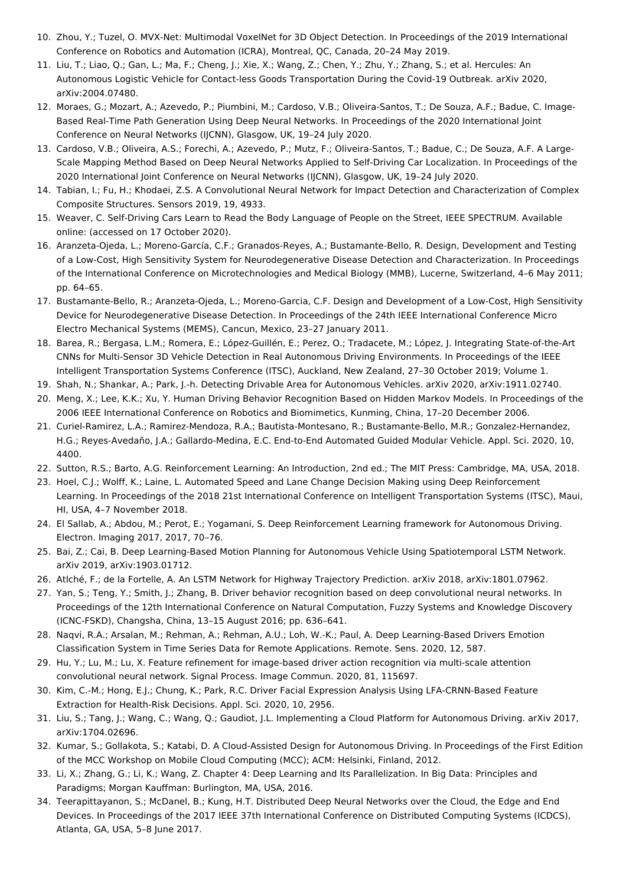10. Zhou, Y.; Tuzel, O. MVX-Net: Multimodal VoxelNet for 3D Object Detection. In Proceedings of the 2019 International Conference on Robotics and Automation (ICRA), Montreal, QC, Canada, 20–24 May 2019.
11. Liu, T.; Liao, Q.; Gan, L.; Ma, F.; Cheng, J.; Xie, X.; Wang, Z.; Chen, Y.; Zhu, Y.; Zhang, S.; et al. Hercules: An Autonomous Logistic Vehicle for Contact-less Goods Transportation During the Covid-19 Outbreak. arXiv 2020, arXiv:2004.07480.
12. Moraes, G.; Mozart, A.; Azevedo, P.; Piumbini, M.; Cardoso, V.B.; Oliveira-Santos, T.; De Souza, A.F.; Badue, C. Image-Based Real-Time Path Generation Using Deep Neural Networks. In Proceedings of the 2020 International Joint Conference on Neural Networks (IJCNN), Glasgow, UK, 19–24 July 2020.
13. Cardoso, V.B.; Oliveira, A.S.; Forechi, A.; Azevedo, P.; Mutz, F.; Oliveira-Santos, T.; Badue, C.; De Souza, A.F. A Large-Scale Mapping Method Based on Deep Neural Networks Applied to Self-Driving Car Localization. In Proceedings of the 2020 International Joint Conference on Neural Networks (IJCNN), Glasgow, UK, 19–24 July 2020.
14. Tabian, I.; Fu, H.; Khodaei, Z.S. A Convolutional Neural Network for Impact Detection and Characterization of Complex Composite Structures. Sensors 2019, 19, 4933.
15. Weaver, C. Self-Driving Cars Learn to Read the Body Language of People on the Street, IEEE SPECTRUM. Available online: (accessed on 17 October 2020).
16. Aranzeta-Ojeda, L.; Moreno-García, C.F.; Granados-Reyes, A.; Bustamante-Bello, R. Design, Development and Testing of a Low-Cost, High Sensitivity System for Neurodegenerative Disease Detection and Characterization. In Proceedings of the International Conference on Microtechnologies and Medical Biology (MMB), Lucerne, Switzerland, 4–6 May 2011; pp. 64–65.
17. Bustamante-Bello, R.; Aranzeta-Ojeda, L.; Moreno-Garcia, C.F. Design and Development of a Low-Cost, High Sensitivity Device for Neurodegenerative Disease Detection. In Proceedings of the 24th IEEE International Conference Micro Electro Mechanical Systems (MEMS), Cancun, Mexico, 23–27 January 2011.
18. Barea, R.; Bergasa, L.M.; Romera, E.; López-Guillén, E.; Perez, O.; Tradacete, M.; López, J. Integrating State-of-the-Art CNNs for Multi-Sensor 3D Vehicle Detection in Real Autonomous Driving Environments. In Proceedings of the IEEE Intelligent Transportation Systems Conference (ITSC), Auckland, New Zealand, 27–30 October 2019; Volume 1.
19. Shah, N.; Shankar, A.; Park, J.-h. Detecting Drivable Area for Autonomous Vehicles. arXiv 2020, arXiv:1911.02740.
20. Meng, X.; Lee, K.K.; Xu, Y. Human Driving Behavior Recognition Based on Hidden Markov Models. In Proceedings of the 2006 IEEE International Conference on Robotics and Biomimetics, Kunming, China, 17–20 December 2006.
21. Curiel-Ramirez, L.A.; Ramirez-Mendoza, R.A.; Bautista-Montesano, R.; Bustamante-Bello, M.R.; Gonzalez-Hernandez, H.G.; Reyes-Avedaño, J.A.; Gallardo-Medina, E.C. End-to-End Automated Guided Modular Vehicle. Appl. Sci. 2020, 10, 4400.
22. Sutton, R.S.; Barto, A.G. Reinforcement Learning: An Introduction, 2nd ed.; The MIT Press: Cambridge, MA, USA, 2018.
23. Hoel, C.J.; Wolff, K.; Laine, L. Automated Speed and Lane Change Decision Making using Deep Reinforcement Learning. In Proceedings of the 2018 21st International Conference on Intelligent Transportation Systems (ITSC), Maui, HI, USA, 4–7 November 2018.
24. El Sallab, A.; Abdou, M.; Perot, E.; Yogamani, S. Deep Reinforcement Learning framework for Autonomous Driving. Electron. Imaging 2017, 2017, 70–76.
25. Bai, Z.; Cai, B. Deep Learning-Based Motion Planning for Autonomous Vehicle Using Spatiotemporal LSTM Network. arXiv 2019, arXiv:1903.01712.
26. Atlché, F.; de la Fortelle, A. An LSTM Network for Highway Trajectory Prediction. arXiv 2018, arXiv:1801.07962.
27. Yan, S.; Teng, Y.; Smith, J.; Zhang, B. Driver behavior recognition based on deep convolutional neural networks. In Proceedings of the 12th International Conference on Natural Computation, Fuzzy Systems and Knowledge Discovery (ICNC-FSKD), Changsha, China, 13–15 August 2016; pp. 636–641.
28. Naqvi, R.A.; Arsalan, M.; Rehman, A.; Rehman, A.U.; Loh, W.-K.; Paul, A. Deep Learning-Based Drivers Emotion Classification System in Time Series Data for Remote Applications. Remote. Sens. 2020, 12, 587.
29. Hu, Y.; Lu, M.; Lu, X. Feature refinement for image-based driver action recognition via multi-scale attention convolutional neural network. Signal Process. Image Commun. 2020, 81, 115697.
30. Kim, C.-M.; Hong, E.J.; Chung, K.; Park, R.C. Driver Facial Expression Analysis Using LFA-CRNN-Based Feature Extraction for Health-Risk Decisions. Appl. Sci. 2020, 10, 2956.
31. Liu, S.; Tang, J.; Wang, C.; Wang, Q.; Gaudiot, J.L. Implementing a Cloud Platform for Autonomous Driving. arXiv 2017, arXiv:1704.02696.
32. Kumar, S.; Gollakota, S.; Katabi, D. A Cloud-Assisted Design for Autonomous Driving. In Proceedings of the First Edition of the MCC Workshop on Mobile Cloud Computing (MCC); ACM: Helsinki, Finland, 2012.
33. Li, X.; Zhang, G.; Li, K.; Wang, Z. Chapter 4: Deep Learning and Its Parallelization. In Big Data: Principles and Paradigms; Morgan Kauffman: Burlington, MA, USA, 2016.
34. Teerapittayanon, S.; McDanel, B.; Kung, H.T. Distributed Deep Neural Networks over the Cloud, the Edge and End Devices. In Proceedings of the 2017 IEEE 37th International Conference on Distributed Computing Systems (ICDCS), Atlanta, GA, USA, 5–8 June 2017.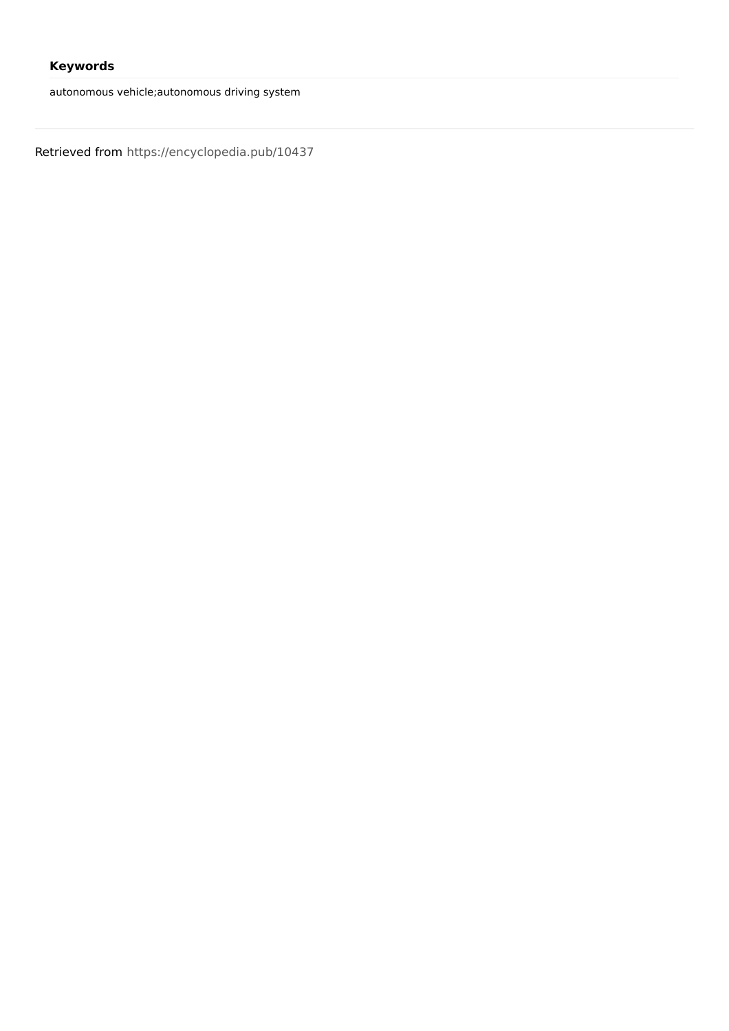## Keywords

autonomous vehicle;autonomous driving system

Retrieved from https://encyclopedia.pub/10437